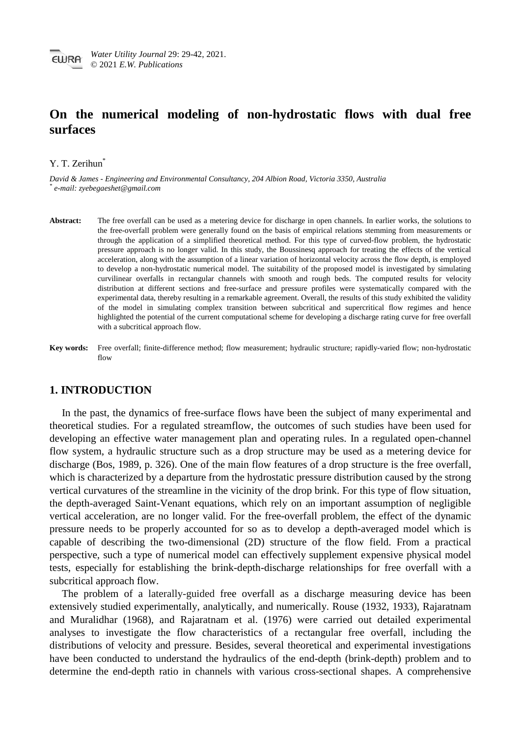# On the numerical modeling of non-hydrostatic flows with dual free surfaces

Y. T. Zerihun*

*David & James - Engineering and Environmental Consultancy, 204 Albion Road, Victoria 3350, Australia*
*\* e-mail: zyebegaeshet@gmail.com*

**Abstract:** The free overfall can be used as a metering device for discharge in open channels. In earlier works, the solutions to the free-overfall problem were generally found on the basis of empirical relations stemming from measurements or through the application of a simplified theoretical method. For this type of curved-flow problem, the hydrostatic pressure approach is no longer valid. In this study, the Boussinesq approach for treating the effects of the vertical acceleration, along with the assumption of a linear variation of horizontal velocity across the flow depth, is employed to develop a non-hydrostatic numerical model. The suitability of the proposed model is investigated by simulating curvilinear overfalls in rectangular channels with smooth and rough beds. The computed results for velocity distribution at different sections and free-surface and pressure profiles were systematically compared with the experimental data, thereby resulting in a remarkable agreement. Overall, the results of this study exhibited the validity of the model in simulating complex transition between subcritical and supercritical flow regimes and hence highlighted the potential of the current computational scheme for developing a discharge rating curve for free overfall with a subcritical approach flow.

**Key words:** Free overfall; finite-difference method; flow measurement; hydraulic structure; rapidly-varied flow; non-hydrostatic flow

## 1. INTRODUCTION

In the past, the dynamics of free-surface flows have been the subject of many experimental and theoretical studies. For a regulated streamflow, the outcomes of such studies have been used for developing an effective water management plan and operating rules. In a regulated open-channel flow system, a hydraulic structure such as a drop structure may be used as a metering device for discharge (Bos, 1989, p. 326). One of the main flow features of a drop structure is the free overfall, which is characterized by a departure from the hydrostatic pressure distribution caused by the strong vertical curvatures of the streamline in the vicinity of the drop brink. For this type of flow situation, the depth-averaged Saint-Venant equations, which rely on an important assumption of negligible vertical acceleration, are no longer valid. For the free-overfall problem, the effect of the dynamic pressure needs to be properly accounted for so as to develop a depth-averaged model which is capable of describing the two-dimensional (2D) structure of the flow field. From a practical perspective, such a type of numerical model can effectively supplement expensive physical model tests, especially for establishing the brink-depth-discharge relationships for free overfall with a subcritical approach flow.

The problem of a laterally-guided free overfall as a discharge measuring device has been extensively studied experimentally, analytically, and numerically. Rouse (1932, 1933), Rajaratnam and Muralidhar (1968), and Rajaratnam et al. (1976) were carried out detailed experimental analyses to investigate the flow characteristics of a rectangular free overfall, including the distributions of velocity and pressure. Besides, several theoretical and experimental investigations have been conducted to understand the hydraulics of the end-depth (brink-depth) problem and to determine the end-depth ratio in channels with various cross-sectional shapes. A comprehensive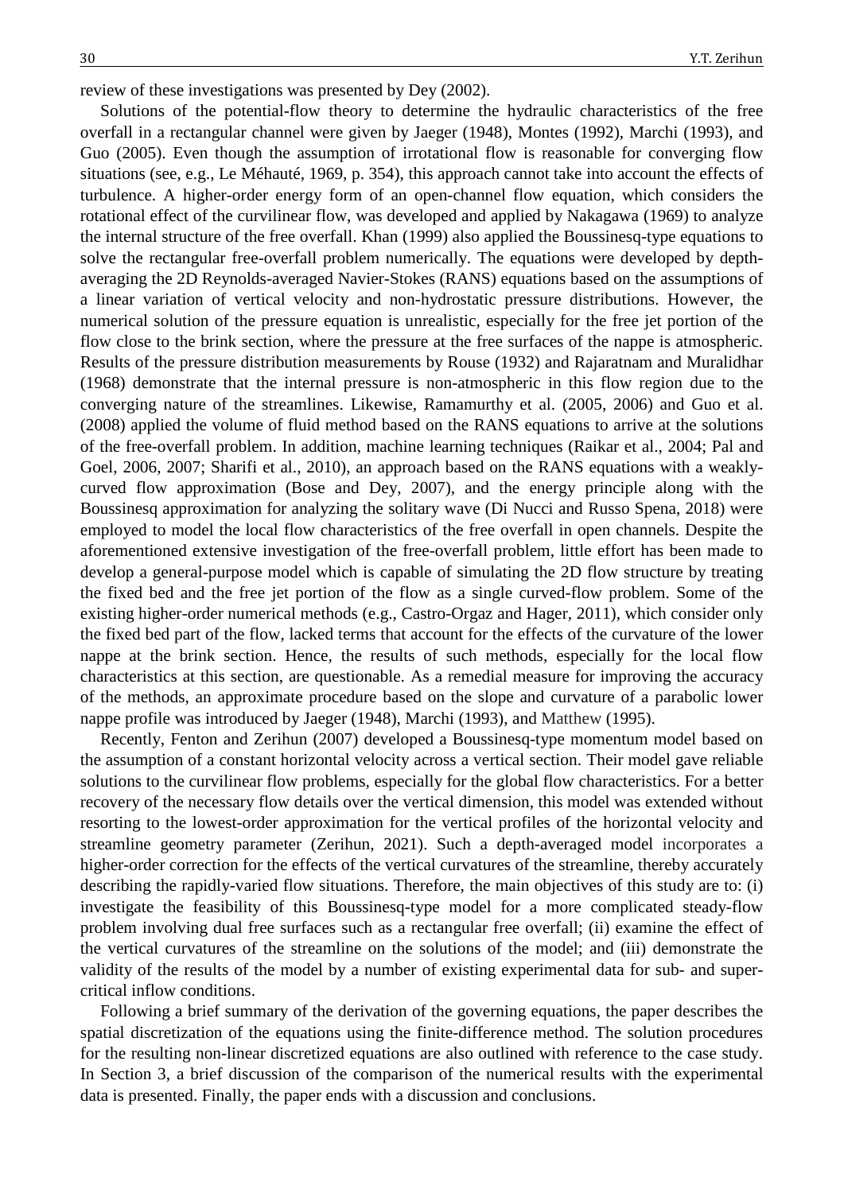review of these investigations was presented by Dey (2002).

Solutions of the potential-flow theory to determine the hydraulic characteristics of the free overfall in a rectangular channel were given by Jaeger (1948), Montes (1992), Marchi (1993), and Guo (2005). Even though the assumption of irrotational flow is reasonable for converging flow situations (see, e.g., Le Méhauté, 1969, p. 354), this approach cannot take into account the effects of turbulence. A higher-order energy form of an open-channel flow equation, which considers the rotational effect of the curvilinear flow, was developed and applied by Nakagawa (1969) to analyze the internal structure of the free overfall. Khan (1999) also applied the Boussinesq-type equations to solve the rectangular free-overfall problem numerically. The equations were developed by depth-averaging the 2D Reynolds-averaged Navier-Stokes (RANS) equations based on the assumptions of a linear variation of vertical velocity and non-hydrostatic pressure distributions. However, the numerical solution of the pressure equation is unrealistic, especially for the free jet portion of the flow close to the brink section, where the pressure at the free surfaces of the nappe is atmospheric. Results of the pressure distribution measurements by Rouse (1932) and Rajaratnam and Muralidhar (1968) demonstrate that the internal pressure is non-atmospheric in this flow region due to the converging nature of the streamlines. Likewise, Ramamurthy et al. (2005, 2006) and Guo et al. (2008) applied the volume of fluid method based on the RANS equations to arrive at the solutions of the free-overfall problem. In addition, machine learning techniques (Raikar et al., 2004; Pal and Goel, 2006, 2007; Sharifi et al., 2010), an approach based on the RANS equations with a weakly-curved flow approximation (Bose and Dey, 2007), and the energy principle along with the Boussinesq approximation for analyzing the solitary wave (Di Nucci and Russo Spena, 2018) were employed to model the local flow characteristics of the free overfall in open channels. Despite the aforementioned extensive investigation of the free-overfall problem, little effort has been made to develop a general-purpose model which is capable of simulating the 2D flow structure by treating the fixed bed and the free jet portion of the flow as a single curved-flow problem. Some of the existing higher-order numerical methods (e.g., Castro-Orgaz and Hager, 2011), which consider only the fixed bed part of the flow, lacked terms that account for the effects of the curvature of the lower nappe at the brink section. Hence, the results of such methods, especially for the local flow characteristics at this section, are questionable. As a remedial measure for improving the accuracy of the methods, an approximate procedure based on the slope and curvature of a parabolic lower nappe profile was introduced by Jaeger (1948), Marchi (1993), and Matthew (1995).

Recently, Fenton and Zerihun (2007) developed a Boussinesq-type momentum model based on the assumption of a constant horizontal velocity across a vertical section. Their model gave reliable solutions to the curvilinear flow problems, especially for the global flow characteristics. For a better recovery of the necessary flow details over the vertical dimension, this model was extended without resorting to the lowest-order approximation for the vertical profiles of the horizontal velocity and streamline geometry parameter (Zerihun, 2021). Such a depth-averaged model incorporates a higher-order correction for the effects of the vertical curvatures of the streamline, thereby accurately describing the rapidly-varied flow situations. Therefore, the main objectives of this study are to: (i) investigate the feasibility of this Boussinesq-type model for a more complicated steady-flow problem involving dual free surfaces such as a rectangular free overfall; (ii) examine the effect of the vertical curvatures of the streamline on the solutions of the model; and (iii) demonstrate the validity of the results of the model by a number of existing experimental data for sub- and super-critical inflow conditions.

Following a brief summary of the derivation of the governing equations, the paper describes the spatial discretization of the equations using the finite-difference method. The solution procedures for the resulting non-linear discretized equations are also outlined with reference to the case study. In Section 3, a brief discussion of the comparison of the numerical results with the experimental data is presented. Finally, the paper ends with a discussion and conclusions.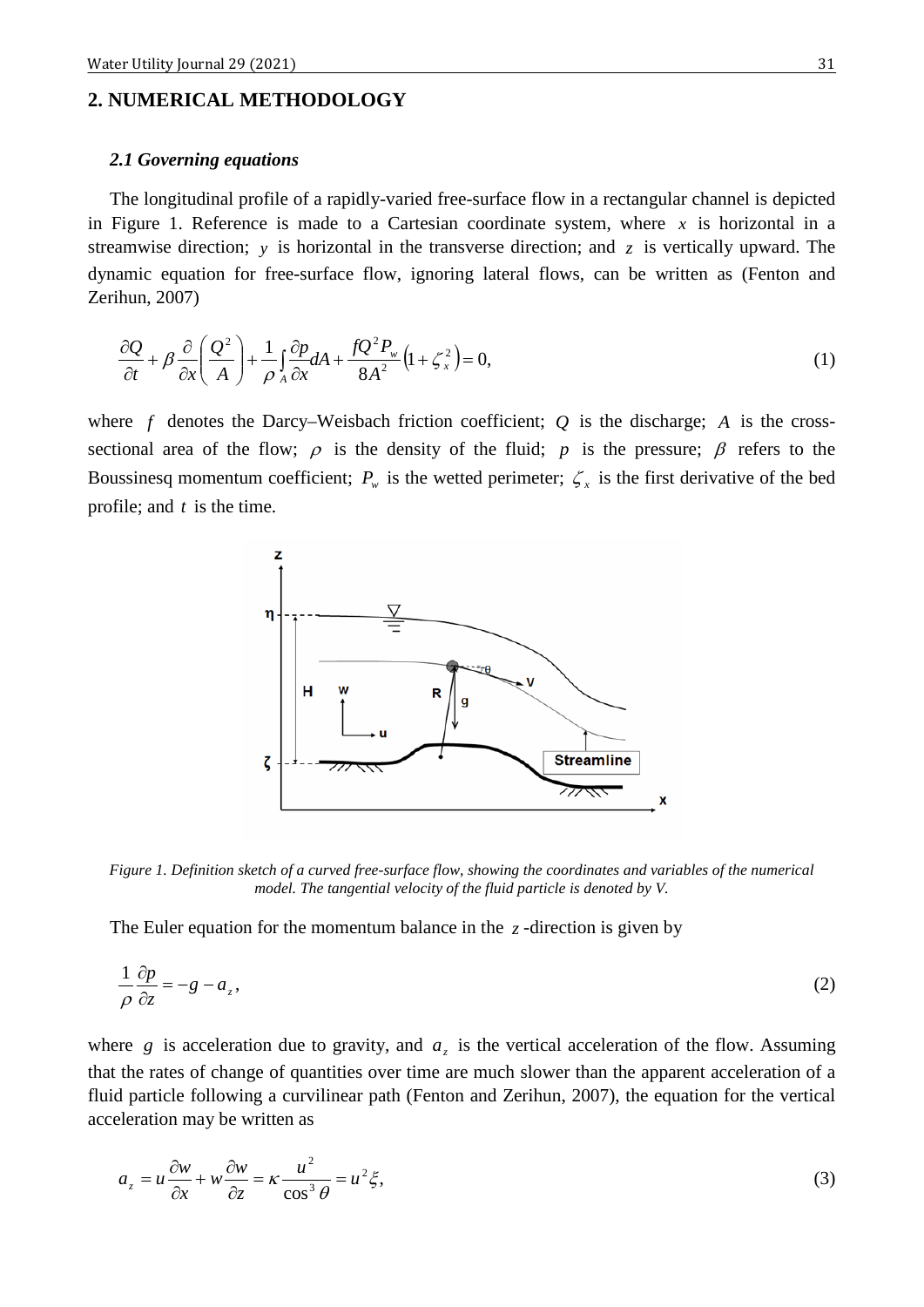## 2. NUMERICAL METHODOLOGY

### *2.1 Governing equations*

The longitudinal profile of a rapidly-varied free-surface flow in a rectangular channel is depicted in Figure 1. Reference is made to a Cartesian coordinate system, where $x$ is horizontal in a streamwise direction; $y$ is horizontal in the transverse direction; and $z$ is vertically upward. The dynamic equation for free-surface flow, ignoring lateral flows, can be written as (Fenton and Zerihun, 2007)

$$\frac{\partial Q}{\partial t}+\beta\frac{\partial}{\partial x}\left(\frac{Q^2}{A}\right)+\frac{1}{\rho}\int_A\frac{\partial p}{\partial x}dA+\frac{fQ^2P_w}{8A^2}\left(1+\zeta_x^2\right)=0, \tag{1}$$

where $f$ denotes the Darcy–Weisbach friction coefficient; $Q$ is the discharge; $A$ is the cross-sectional area of the flow; $\rho$ is the density of the fluid; $p$ is the pressure; $\beta$ refers to the Boussinesq momentum coefficient; $P_w$ is the wetted perimeter; $\zeta_x$ is the first derivative of the bed profile; and $t$ is the time.

*Figure 1. Definition sketch of a curved free-surface flow, showing the coordinates and variables of the numerical model. The tangential velocity of the fluid particle is denoted by V.*

The Euler equation for the momentum balance in the $z$-direction is given by

$$\frac{1}{\rho}\frac{\partial p}{\partial z}=-g-a_z, \tag{2}$$

where $g$ is acceleration due to gravity, and $a_z$ is the vertical acceleration of the flow. Assuming that the rates of change of quantities over time are much slower than the apparent acceleration of a fluid particle following a curvilinear path (Fenton and Zerihun, 2007), the equation for the vertical acceleration may be written as

$$a_z=u\frac{\partial w}{\partial x}+w\frac{\partial w}{\partial z}=\kappa\frac{u^2}{\cos^3\theta}=u^2\xi, \tag{3}$$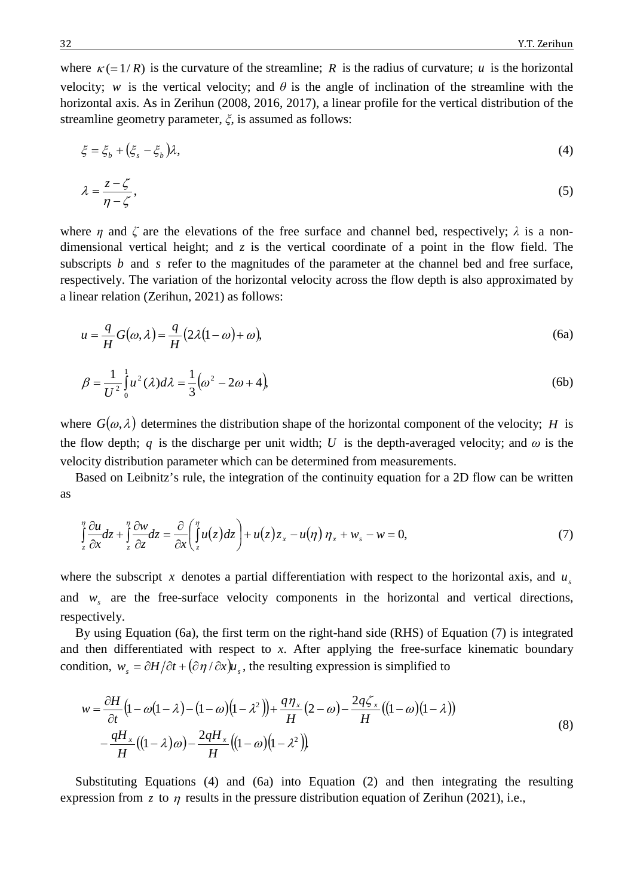where $\kappa(=1/R)$ is the curvature of the streamline; $R$ is the radius of curvature; $u$ is the horizontal velocity; $w$ is the vertical velocity; and $\theta$ is the angle of inclination of the streamline with the horizontal axis. As in Zerihun (2008, 2016, 2017), a linear profile for the vertical distribution of the streamline geometry parameter, $\xi$, is assumed as follows:

$$\xi = \xi_b + (\xi_s - \xi_b)\lambda, \tag{4}$$

$$\lambda = \frac{z-\zeta}{\eta-\zeta}, \tag{5}$$

where $\eta$ and $\zeta$ are the elevations of the free surface and channel bed, respectively; $\lambda$ is a non-dimensional vertical height; and $z$ is the vertical coordinate of a point in the flow field. The subscripts $b$ and $s$ refer to the magnitudes of the parameter at the channel bed and free surface, respectively. The variation of the horizontal velocity across the flow depth is also approximated by a linear relation (Zerihun, 2021) as follows:

$$u = \frac{q}{H}G(\omega,\lambda) = \frac{q}{H}\left(2\lambda(1-\omega)+\omega\right), \tag{6a}$$

$$\beta = \frac{1}{U^2}\int_0^1 u^2(\lambda)d\lambda = \frac{1}{3}\left(\omega^2 - 2\omega + 4\right), \tag{6b}$$

where $G(\omega,\lambda)$ determines the distribution shape of the horizontal component of the velocity; $H$ is the flow depth; $q$ is the discharge per unit width; $U$ is the depth-averaged velocity; and $\omega$ is the velocity distribution parameter which can be determined from measurements.

Based on Leibnitz's rule, the integration of the continuity equation for a 2D flow can be written as

$$\int_z^\eta \frac{\partial u}{\partial x}dz + \int_z^\eta \frac{\partial w}{\partial z}dz = \frac{\partial}{\partial x}\left(\int_z^\eta u(z)dz\right) + u(z)z_x - u(\eta)\,\eta_x + w_s - w = 0, \tag{7}$$

where the subscript $x$ denotes a partial differentiation with respect to the horizontal axis, and $u_s$ and $w_s$ are the free-surface velocity components in the horizontal and vertical directions, respectively.

By using Equation (6a), the first term on the right-hand side (RHS) of Equation (7) is integrated and then differentiated with respect to $x$. After applying the free-surface kinematic boundary condition, $w_s = \partial H/\partial t + (\partial\eta/\partial x)u_s$, the resulting expression is simplified to

$$\begin{aligned} w = {} & \frac{\partial H}{\partial t}\left(1-\omega(1-\lambda)-(1-\omega)(1-\lambda^2)\right) + \frac{q\eta_x}{H}(2-\omega) - \frac{2q\zeta_x}{H}\left((1-\omega)(1-\lambda)\right) \\ & - \frac{qH_x}{H}\left((1-\lambda)\omega\right) - \frac{2qH_x}{H}\left((1-\omega)(1-\lambda^2)\right). \end{aligned} \tag{8}$$

Substituting Equations (4) and (6a) into Equation (2) and then integrating the resulting expression from $z$ to $\eta$ results in the pressure distribution equation of Zerihun (2021), i.e.,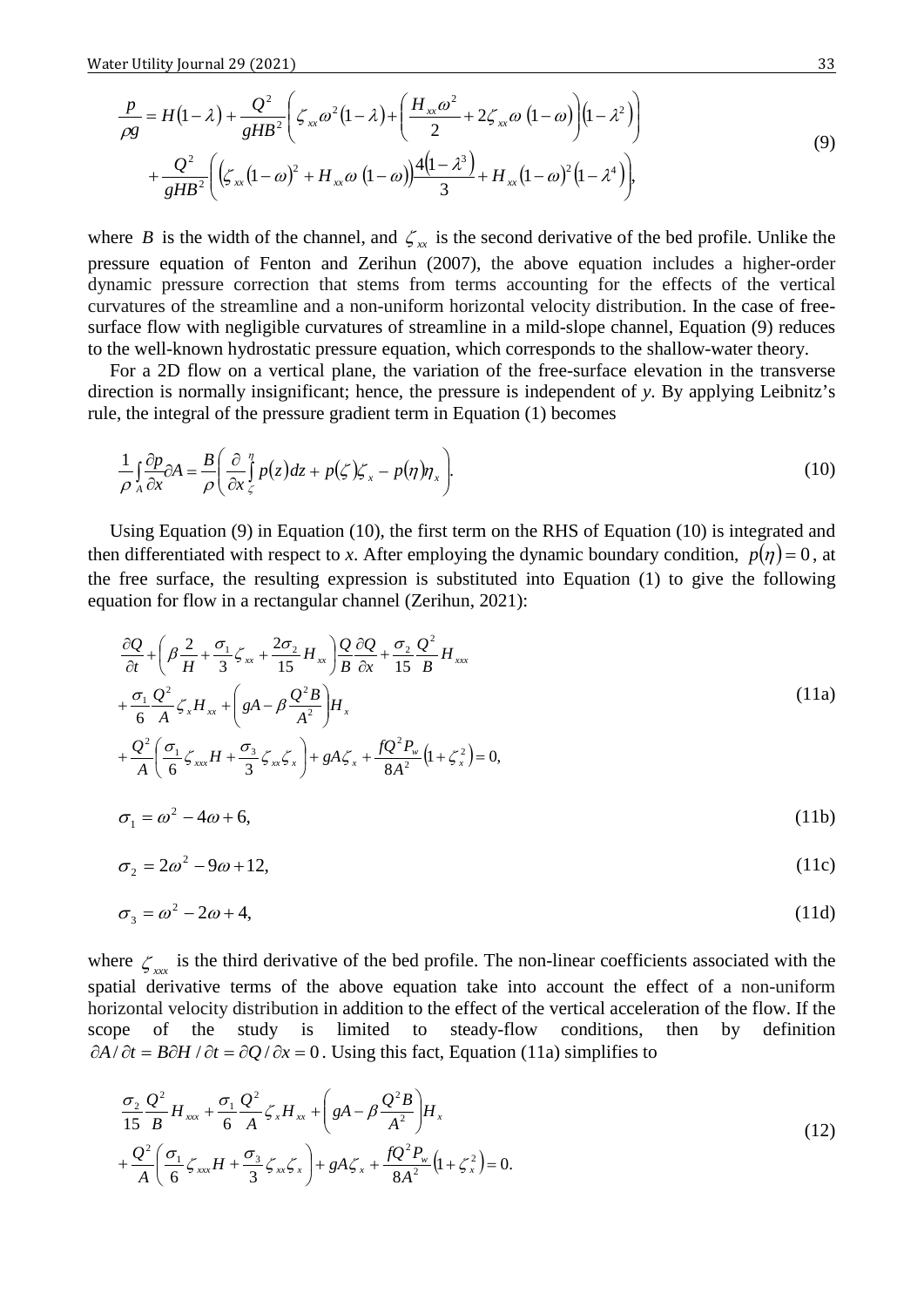$$\frac{p}{\rho g} = H(1-\lambda) + \frac{Q^2}{gHB^2}\left(\zeta_{xx}\omega^2(1-\lambda) + \left(\frac{H_{xx}\omega^2}{2} + 2\zeta_{xx}\omega(1-\omega)\right)(1-\lambda^2)\right)$$
$$+ \frac{Q^2}{gHB^2}\left(\left(\zeta_{xx}(1-\omega)^2 + H_{xx}\omega(1-\omega)\right)\frac{4(1-\lambda^3)}{3} + H_{xx}(1-\omega)^2(1-\lambda^4)\right), \tag{9}$$

where $B$ is the width of the channel, and $\zeta_{xx}$ is the second derivative of the bed profile. Unlike the pressure equation of Fenton and Zerihun (2007), the above equation includes a higher-order dynamic pressure correction that stems from terms accounting for the effects of the vertical curvatures of the streamline and a non-uniform horizontal velocity distribution. In the case of free-surface flow with negligible curvatures of streamline in a mild-slope channel, Equation (9) reduces to the well-known hydrostatic pressure equation, which corresponds to the shallow-water theory.

For a 2D flow on a vertical plane, the variation of the free-surface elevation in the transverse direction is normally insignificant; hence, the pressure is independent of *y*. By applying Leibnitz's rule, the integral of the pressure gradient term in Equation (1) becomes

$$\frac{1}{\rho}\int_A \frac{\partial p}{\partial x}\partial A = \frac{B}{\rho}\left(\frac{\partial}{\partial x}\int_\zeta^\eta p(z)dz + p(\zeta)\zeta_x - p(\eta)\eta_x\right). \tag{10}$$

Using Equation (9) in Equation (10), the first term on the RHS of Equation (10) is integrated and then differentiated with respect to *x*. After employing the dynamic boundary condition, $p(\eta) = 0$, at the free surface, the resulting expression is substituted into Equation (1) to give the following equation for flow in a rectangular channel (Zerihun, 2021):

$$\frac{\partial Q}{\partial t} + \left(\beta\frac{2}{H} + \frac{\sigma_1}{3}\zeta_{xx} + \frac{2\sigma_2}{15}H_{xx}\right)\frac{Q}{B}\frac{\partial Q}{\partial x} + \frac{\sigma_2}{15}\frac{Q^2}{B}H_{xxx}$$
$$+ \frac{\sigma_1}{6}\frac{Q^2}{A}\zeta_x H_{xx} + \left(gA - \beta\frac{Q^2 B}{A^2}\right)H_x \tag{11a}$$
$$+ \frac{Q^2}{A}\left(\frac{\sigma_1}{6}\zeta_{xxx}H + \frac{\sigma_3}{3}\zeta_{xx}\zeta_x\right) + gA\zeta_x + \frac{fQ^2P_w}{8A^2}\left(1+\zeta_x^2\right) = 0,$$

$$\sigma_1 = \omega^2 - 4\omega + 6, \tag{11b}$$

$$\sigma_2 = 2\omega^2 - 9\omega + 12, \tag{11c}$$

$$\sigma_3 = \omega^2 - 2\omega + 4, \tag{11d}$$

where $\zeta_{xxx}$ is the third derivative of the bed profile. The non-linear coefficients associated with the spatial derivative terms of the above equation take into account the effect of a non-uniform horizontal velocity distribution in addition to the effect of the vertical acceleration of the flow. If the scope of the study is limited to steady-flow conditions, then by definition $\partial A/\partial t = B\partial H/\partial t = \partial Q/\partial x = 0$. Using this fact, Equation (11a) simplifies to

$$\frac{\sigma_2}{15}\frac{Q^2}{B}H_{xxx} + \frac{\sigma_1}{6}\frac{Q^2}{A}\zeta_x H_{xx} + \left(gA - \beta\frac{Q^2 B}{A^2}\right)H_x$$
$$+ \frac{Q^2}{A}\left(\frac{\sigma_1}{6}\zeta_{xxx}H + \frac{\sigma_3}{3}\zeta_{xx}\zeta_x\right) + gA\zeta_x + \frac{fQ^2P_w}{8A^2}\left(1+\zeta_x^2\right) = 0. \tag{12}$$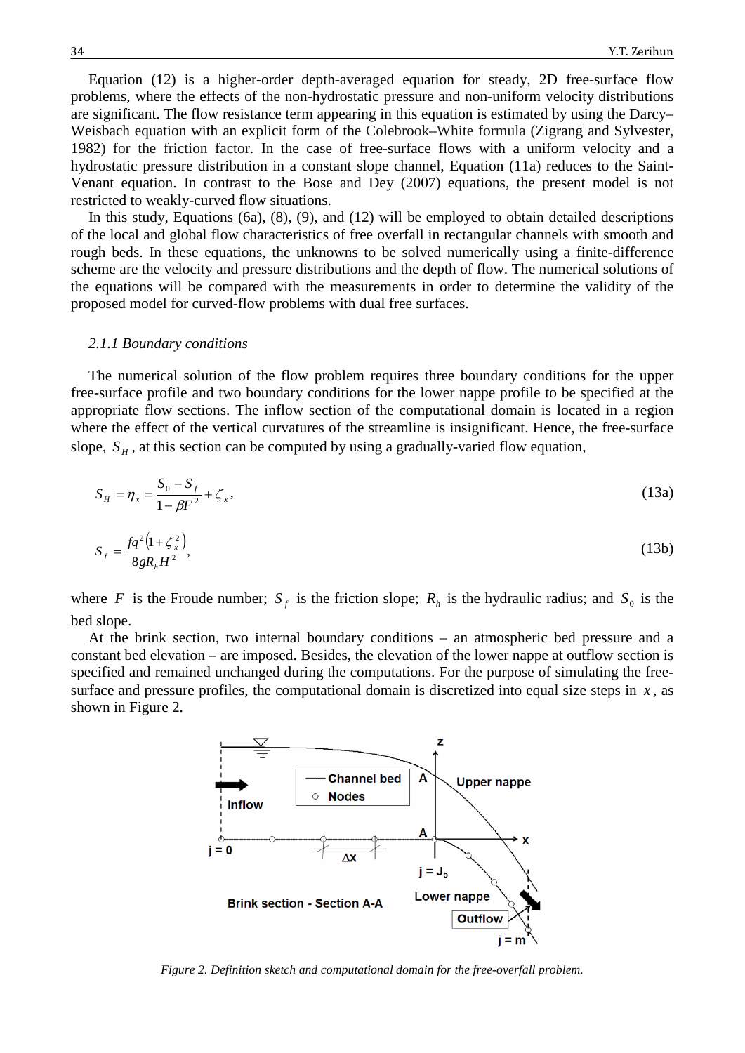Equation (12) is a higher-order depth-averaged equation for steady, 2D free-surface flow problems, where the effects of the non-hydrostatic pressure and non-uniform velocity distributions are significant. The flow resistance term appearing in this equation is estimated by using the Darcy–Weisbach equation with an explicit form of the Colebrook–White formula (Zigrang and Sylvester, 1982) for the friction factor. In the case of free-surface flows with a uniform velocity and a hydrostatic pressure distribution in a constant slope channel, Equation (11a) reduces to the Saint-Venant equation. In contrast to the Bose and Dey (2007) equations, the present model is not restricted to weakly-curved flow situations.

In this study, Equations (6a), (8), (9), and (12) will be employed to obtain detailed descriptions of the local and global flow characteristics of free overfall in rectangular channels with smooth and rough beds. In these equations, the unknowns to be solved numerically using a finite-difference scheme are the velocity and pressure distributions and the depth of flow. The numerical solutions of the equations will be compared with the measurements in order to determine the validity of the proposed model for curved-flow problems with dual free surfaces.

### *2.1.1 Boundary conditions*

The numerical solution of the flow problem requires three boundary conditions for the upper free-surface profile and two boundary conditions for the lower nappe profile to be specified at the appropriate flow sections. The inflow section of the computational domain is located in a region where the effect of the vertical curvatures of the streamline is insignificant. Hence, the free-surface slope, $S_H$, at this section can be computed by using a gradually-varied flow equation,

$$S_H = \eta_x = \frac{S_0 - S_f}{1 - \beta F^2} + \zeta_x, \tag{13a}$$

$$S_f = \frac{fq^2\left(1 + \zeta_x^2\right)}{8gR_h H^2}, \tag{13b}$$

where $F$ is the Froude number; $S_f$ is the friction slope; $R_h$ is the hydraulic radius; and $S_0$ is the bed slope.

At the brink section, two internal boundary conditions – an atmospheric bed pressure and a constant bed elevation – are imposed. Besides, the elevation of the lower nappe at outflow section is specified and remained unchanged during the computations. For the purpose of simulating the free-surface and pressure profiles, the computational domain is discretized into equal size steps in $x$, as shown in Figure 2.

*Figure 2. Definition sketch and computational domain for the free-overfall problem.*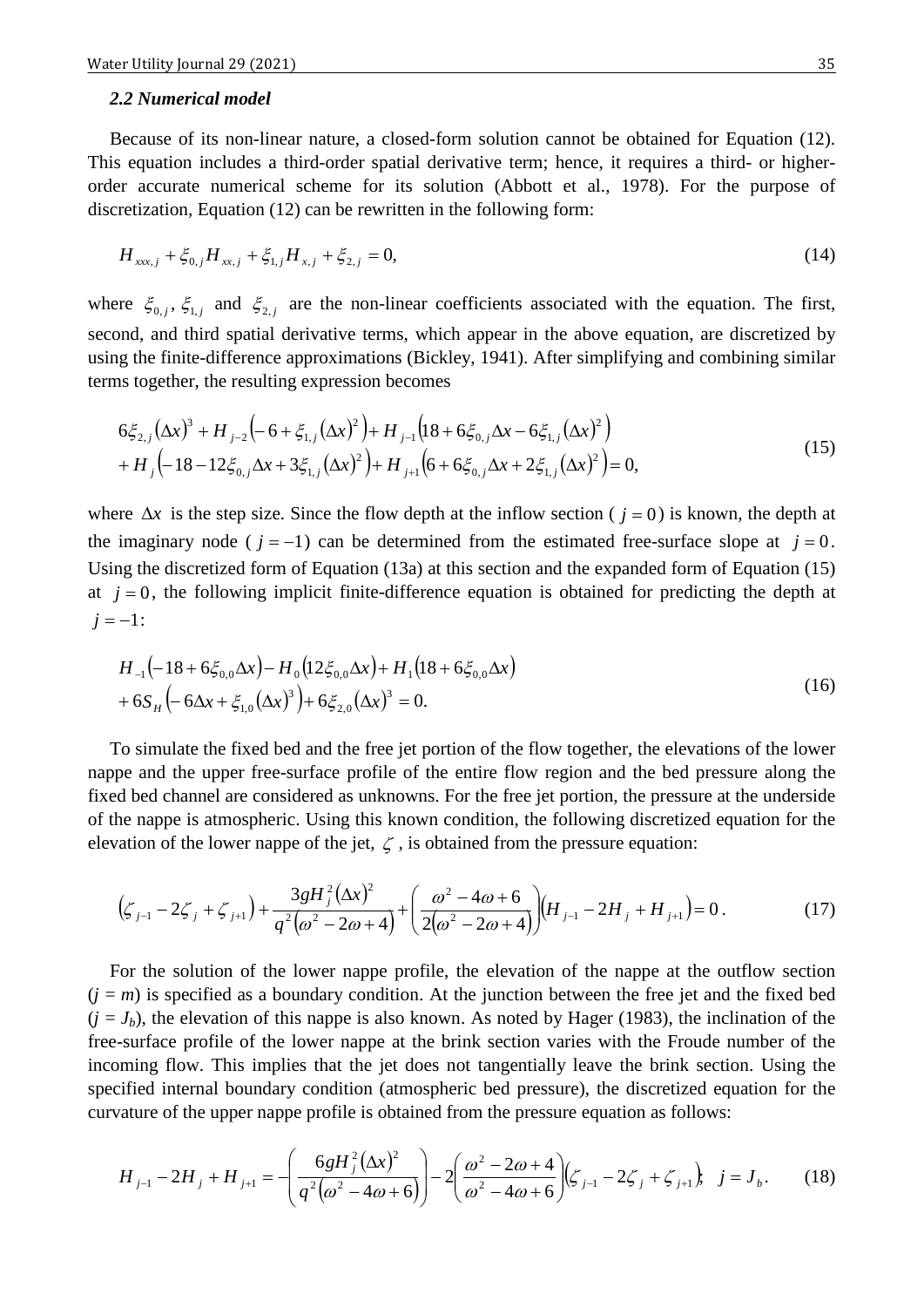### *2.2 Numerical model*

Because of its non-linear nature, a closed-form solution cannot be obtained for Equation (12). This equation includes a third-order spatial derivative term; hence, it requires a third- or higher-order accurate numerical scheme for its solution (Abbott et al., 1978). For the purpose of discretization, Equation (12) can be rewritten in the following form:

$$H_{xxx,j} + \xi_{0,j} H_{xx,j} + \xi_{1,j} H_{x,j} + \xi_{2,j} = 0, \tag{14}$$

where $\xi_{0,j}$, $\xi_{1,j}$ and $\xi_{2,j}$ are the non-linear coefficients associated with the equation. The first, second, and third spatial derivative terms, which appear in the above equation, are discretized by using the finite-difference approximations (Bickley, 1941). After simplifying and combining similar terms together, the resulting expression becomes

$$\begin{aligned}
&6\xi_{2,j}(\Delta x)^3 + H_{j-2}\left(-6 + \xi_{1,j}(\Delta x)^2\right) + H_{j-1}\left(18 + 6\xi_{0,j}\Delta x - 6\xi_{1,j}(\Delta x)^2\right) \\
&+ H_j\left(-18 - 12\xi_{0,j}\Delta x + 3\xi_{1,j}(\Delta x)^2\right) + H_{j+1}\left(6 + 6\xi_{0,j}\Delta x + 2\xi_{1,j}(\Delta x)^2\right) = 0,
\end{aligned} \tag{15}$$

where $\Delta x$ is the step size. Since the flow depth at the inflow section ($j = 0$) is known, the depth at the imaginary node ($j = -1$) can be determined from the estimated free-surface slope at $j = 0$. Using the discretized form of Equation (13a) at this section and the expanded form of Equation (15) at $j = 0$, the following implicit finite-difference equation is obtained for predicting the depth at $j = -1$:

$$\begin{aligned}
&H_{-1}\left(-18 + 6\xi_{0,0}\Delta x\right) - H_0\left(12\xi_{0,0}\Delta x\right) + H_1\left(18 + 6\xi_{0,0}\Delta x\right) \\
&+ 6S_H\left(-6\Delta x + \xi_{1,0}(\Delta x)^3\right) + 6\xi_{2,0}(\Delta x)^3 = 0.
\end{aligned} \tag{16}$$

To simulate the fixed bed and the free jet portion of the flow together, the elevations of the lower nappe and the upper free-surface profile of the entire flow region and the bed pressure along the fixed bed channel are considered as unknowns. For the free jet portion, the pressure at the underside of the nappe is atmospheric. Using this known condition, the following discretized equation for the elevation of the lower nappe of the jet, $\zeta$, is obtained from the pressure equation:

$$\left(\zeta_{j-1} - 2\zeta_j + \zeta_{j+1}\right) + \frac{3gH_j^2(\Delta x)^2}{q^2\left(\omega^2 - 2\omega + 4\right)} + \left(\frac{\omega^2 - 4\omega + 6}{2\left(\omega^2 - 2\omega + 4\right)}\right)\left(H_{j-1} - 2H_j + H_{j+1}\right) = 0\,. \tag{17}$$

For the solution of the lower nappe profile, the elevation of the nappe at the outflow section ($j = m$) is specified as a boundary condition. At the junction between the free jet and the fixed bed ($j = J_b$), the elevation of this nappe is also known. As noted by Hager (1983), the inclination of the free-surface profile of the lower nappe at the brink section varies with the Froude number of the incoming flow. This implies that the jet does not tangentially leave the brink section. Using the specified internal boundary condition (atmospheric bed pressure), the discretized equation for the curvature of the upper nappe profile is obtained from the pressure equation as follows:

$$H_{j-1} - 2H_j + H_{j+1} = -\left(\frac{6gH_j^2(\Delta x)^2}{q^2\left(\omega^2 - 4\omega + 6\right)}\right) - 2\left(\frac{\omega^2 - 2\omega + 4}{\omega^2 - 4\omega + 6}\right)\left(\zeta_{j-1} - 2\zeta_j + \zeta_{j+1}\right); \quad j = J_b\,. \tag{18}$$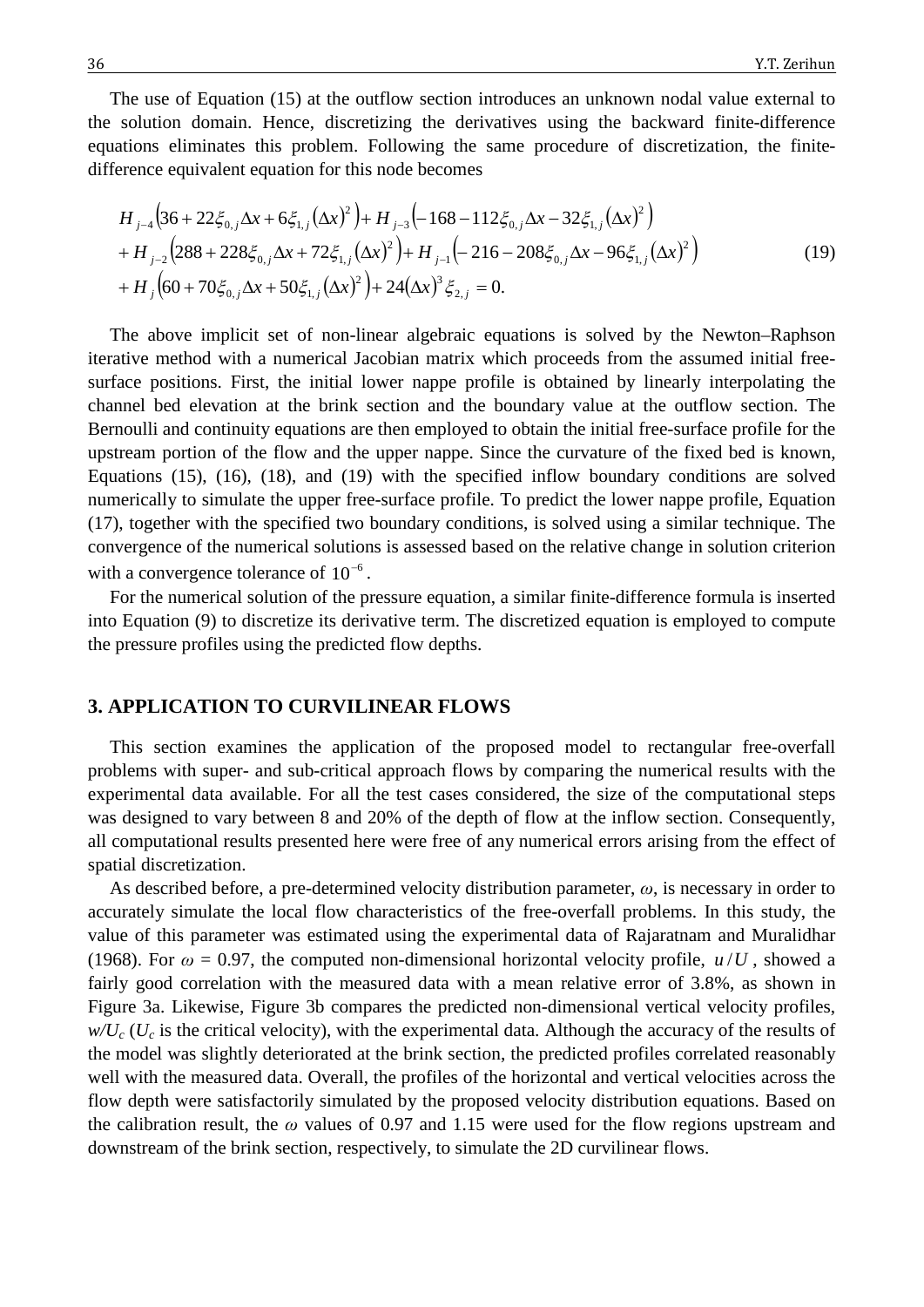The use of Equation (15) at the outflow section introduces an unknown nodal value external to the solution domain. Hence, discretizing the derivatives using the backward finite-difference equations eliminates this problem. Following the same procedure of discretization, the finite-difference equivalent equation for this node becomes

$$
\begin{aligned}
&H_{j-4}\left(36+22\xi_{0,j}\Delta x+6\xi_{1,j}(\Delta x)^2\right)+H_{j-3}\left(-168-112\xi_{0,j}\Delta x-32\xi_{1,j}(\Delta x)^2\right)\\
&+H_{j-2}\left(288+228\xi_{0,j}\Delta x+72\xi_{1,j}(\Delta x)^2\right)+H_{j-1}\left(-216-208\xi_{0,j}\Delta x-96\xi_{1,j}(\Delta x)^2\right)\\
&+H_{j}\left(60+70\xi_{0,j}\Delta x+50\xi_{1,j}(\Delta x)^2\right)+24(\Delta x)^3\xi_{2,j}=0.
\end{aligned}
\tag{19}
$$

The above implicit set of non-linear algebraic equations is solved by the Newton–Raphson iterative method with a numerical Jacobian matrix which proceeds from the assumed initial free-surface positions. First, the initial lower nappe profile is obtained by linearly interpolating the channel bed elevation at the brink section and the boundary value at the outflow section. The Bernoulli and continuity equations are then employed to obtain the initial free-surface profile for the upstream portion of the flow and the upper nappe. Since the curvature of the fixed bed is known, Equations (15), (16), (18), and (19) with the specified inflow boundary conditions are solved numerically to simulate the upper free-surface profile. To predict the lower nappe profile, Equation (17), together with the specified two boundary conditions, is solved using a similar technique. The convergence of the numerical solutions is assessed based on the relative change in solution criterion with a convergence tolerance of $10^{-6}$.

For the numerical solution of the pressure equation, a similar finite-difference formula is inserted into Equation (9) to discretize its derivative term. The discretized equation is employed to compute the pressure profiles using the predicted flow depths.

## 3. APPLICATION TO CURVILINEAR FLOWS

This section examines the application of the proposed model to rectangular free-overfall problems with super- and sub-critical approach flows by comparing the numerical results with the experimental data available. For all the test cases considered, the size of the computational steps was designed to vary between 8 and 20% of the depth of flow at the inflow section. Consequently, all computational results presented here were free of any numerical errors arising from the effect of spatial discretization.

As described before, a pre-determined velocity distribution parameter, $\omega$, is necessary in order to accurately simulate the local flow characteristics of the free-overfall problems. In this study, the value of this parameter was estimated using the experimental data of Rajaratnam and Muralidhar (1968). For $\omega = 0.97$, the computed non-dimensional horizontal velocity profile, $u/U$, showed a fairly good correlation with the measured data with a mean relative error of 3.8%, as shown in Figure 3a. Likewise, Figure 3b compares the predicted non-dimensional vertical velocity profiles, $w/U_c$ ($U_c$ is the critical velocity), with the experimental data. Although the accuracy of the results of the model was slightly deteriorated at the brink section, the predicted profiles correlated reasonably well with the measured data. Overall, the profiles of the horizontal and vertical velocities across the flow depth were satisfactorily simulated by the proposed velocity distribution equations. Based on the calibration result, the $\omega$ values of 0.97 and 1.15 were used for the flow regions upstream and downstream of the brink section, respectively, to simulate the 2D curvilinear flows.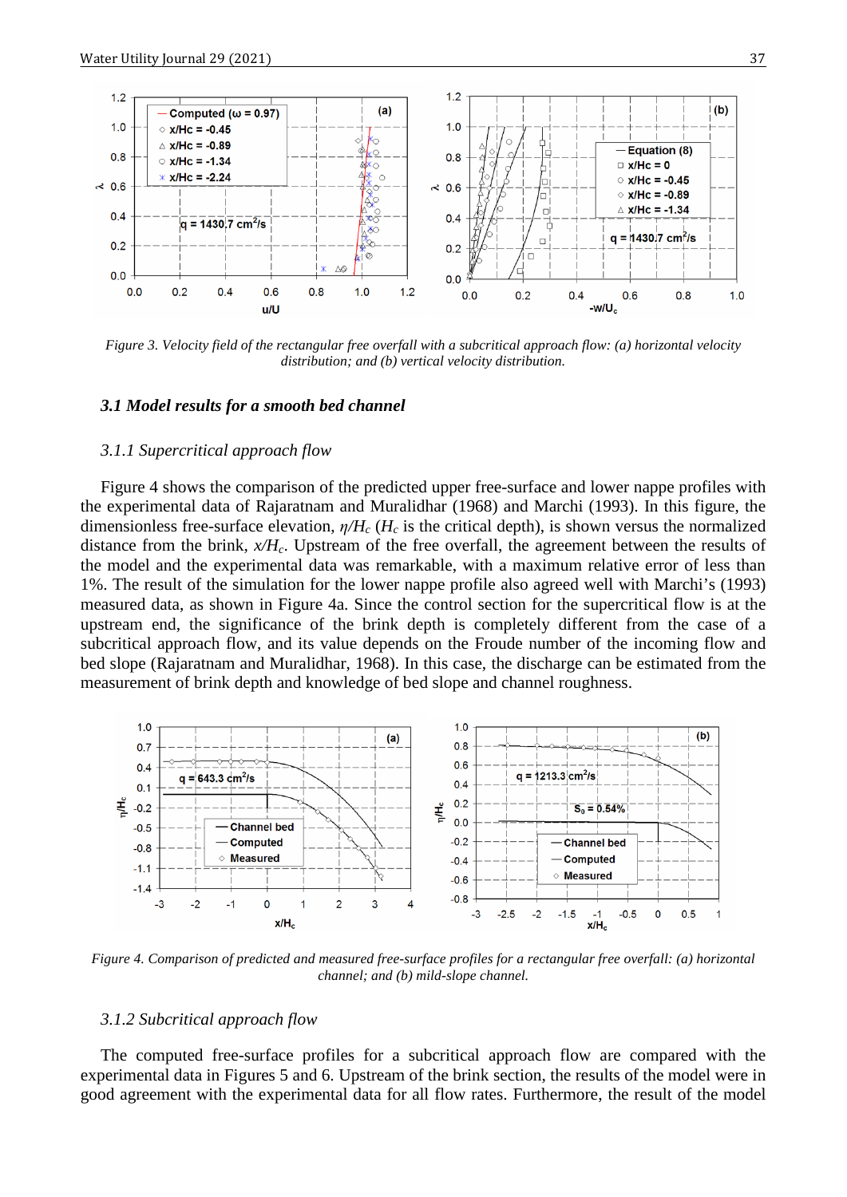*Figure 3. Velocity field of the rectangular free overfall with a subcritical approach flow: (a) horizontal velocity distribution; and (b) vertical velocity distribution.*

### *3.1 Model results for a smooth bed channel*

#### *3.1.1 Supercritical approach flow*

Figure 4 shows the comparison of the predicted upper free-surface and lower nappe profiles with the experimental data of Rajaratnam and Muralidhar (1968) and Marchi (1993). In this figure, the dimensionless free-surface elevation, $\eta/H_c$ ($H_c$ is the critical depth), is shown versus the normalized distance from the brink, $x/H_c$. Upstream of the free overfall, the agreement between the results of the model and the experimental data was remarkable, with a maximum relative error of less than 1%. The result of the simulation for the lower nappe profile also agreed well with Marchi's (1993) measured data, as shown in Figure 4a. Since the control section for the supercritical flow is at the upstream end, the significance of the brink depth is completely different from the case of a subcritical approach flow, and its value depends on the Froude number of the incoming flow and bed slope (Rajaratnam and Muralidhar, 1968). In this case, the discharge can be estimated from the measurement of brink depth and knowledge of bed slope and channel roughness.

*Figure 4. Comparison of predicted and measured free-surface profiles for a rectangular free overfall: (a) horizontal channel; and (b) mild-slope channel.*

#### *3.1.2 Subcritical approach flow*

The computed free-surface profiles for a subcritical approach flow are compared with the experimental data in Figures 5 and 6. Upstream of the brink section, the results of the model were in good agreement with the experimental data for all flow rates. Furthermore, the result of the model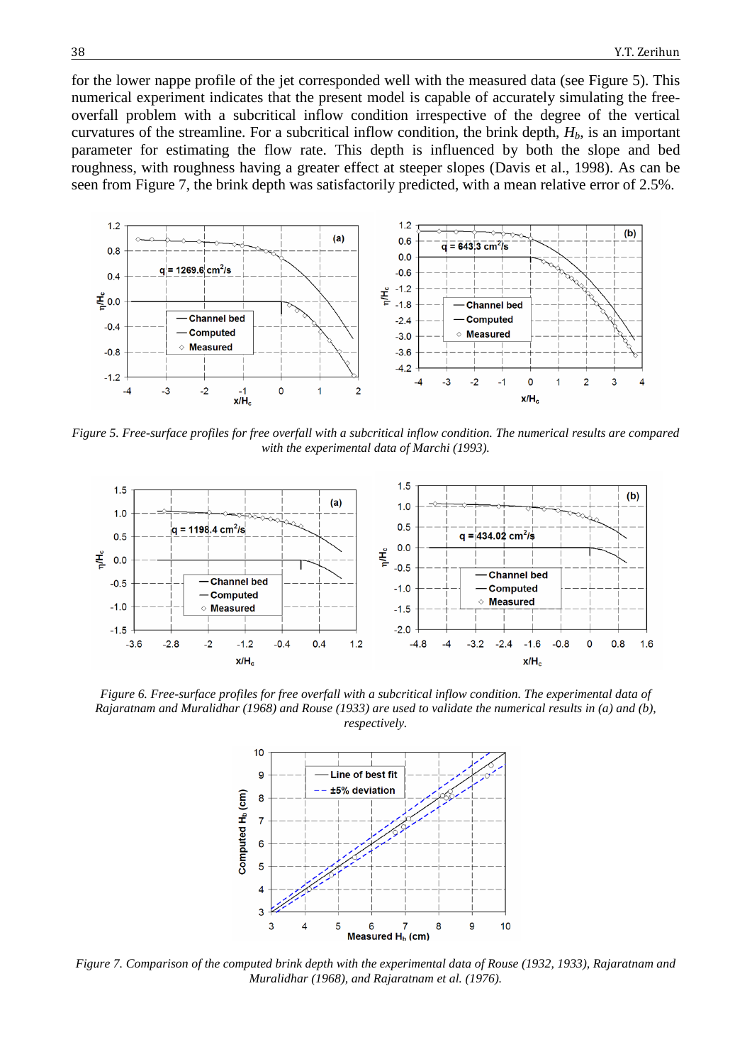for the lower nappe profile of the jet corresponded well with the measured data (see Figure 5). This numerical experiment indicates that the present model is capable of accurately simulating the free-overfall problem with a subcritical inflow condition irrespective of the degree of the vertical curvatures of the streamline. For a subcritical inflow condition, the brink depth, $H_b$, is an important parameter for estimating the flow rate. This depth is influenced by both the slope and bed roughness, with roughness having a greater effect at steeper slopes (Davis et al., 1998). As can be seen from Figure 7, the brink depth was satisfactorily predicted, with a mean relative error of 2.5%.

*Figure 5. Free-surface profiles for free overfall with a subcritical inflow condition. The numerical results are compared with the experimental data of Marchi (1993).*

*Figure 6. Free-surface profiles for free overfall with a subcritical inflow condition. The experimental data of Rajaratnam and Muralidhar (1968) and Rouse (1933) are used to validate the numerical results in (a) and (b), respectively.*

*Figure 7. Comparison of the computed brink depth with the experimental data of Rouse (1932, 1933), Rajaratnam and Muralidhar (1968), and Rajaratnam et al. (1976).*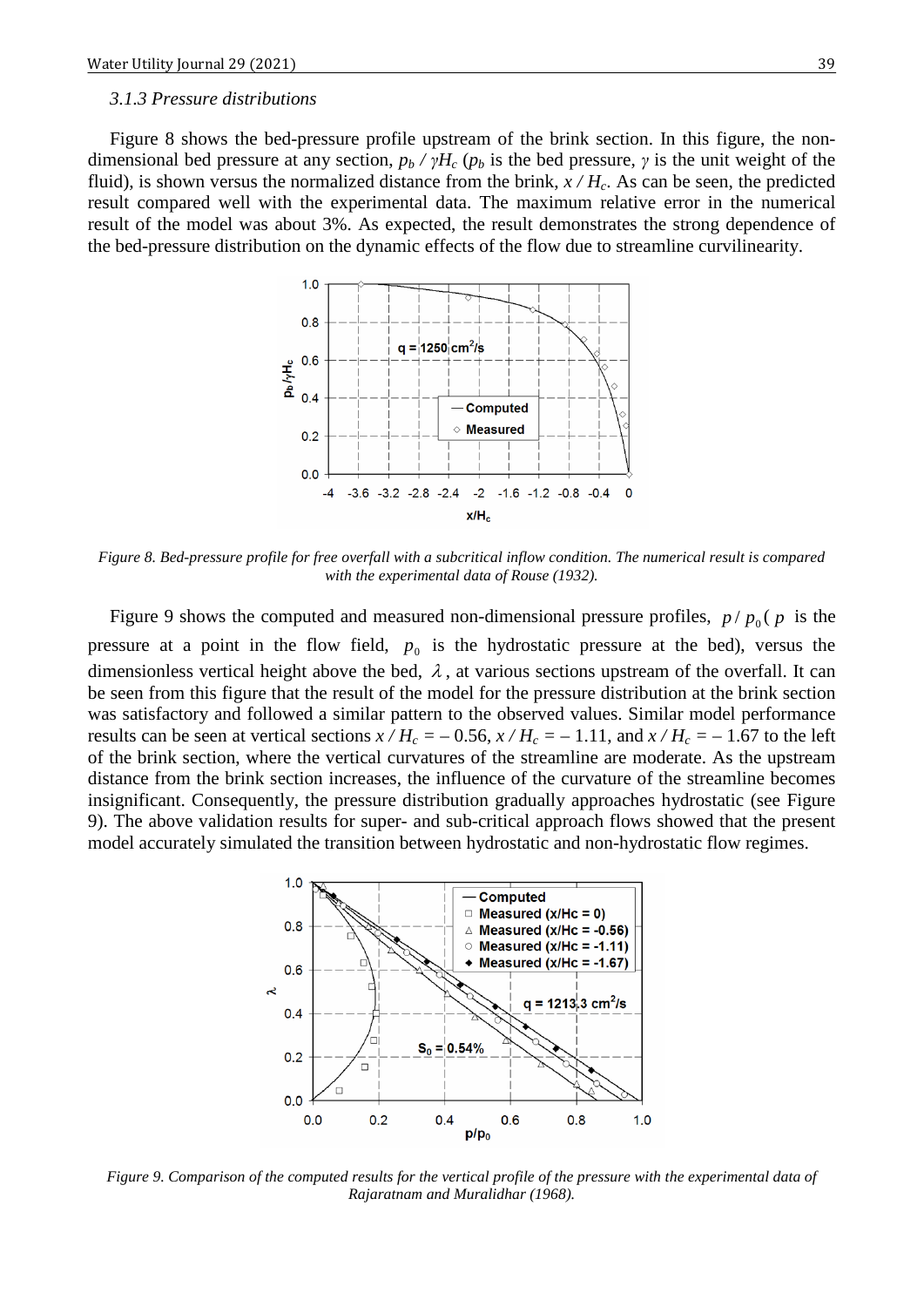### *3.1.3 Pressure distributions*

Figure 8 shows the bed-pressure profile upstream of the brink section. In this figure, the non-dimensional bed pressure at any section, $p_b / \gamma H_c$ ($p_b$ is the bed pressure, $\gamma$ is the unit weight of the fluid), is shown versus the normalized distance from the brink, $x / H_c$. As can be seen, the predicted result compared well with the experimental data. The maximum relative error in the numerical result of the model was about 3%. As expected, the result demonstrates the strong dependence of the bed-pressure distribution on the dynamic effects of the flow due to streamline curvilinearity.

*Figure 8. Bed-pressure profile for free overfall with a subcritical inflow condition. The numerical result is compared with the experimental data of Rouse (1932).*

Figure 9 shows the computed and measured non-dimensional pressure profiles, $p / p_0$ ($p$ is the pressure at a point in the flow field, $p_0$ is the hydrostatic pressure at the bed), versus the dimensionless vertical height above the bed, $\lambda$, at various sections upstream of the overfall. It can be seen from this figure that the result of the model for the pressure distribution at the brink section was satisfactory and followed a similar pattern to the observed values. Similar model performance results can be seen at vertical sections $x / H_c = -0.56$, $x / H_c = -1.11$, and $x / H_c = -1.67$ to the left of the brink section, where the vertical curvatures of the streamline are moderate. As the upstream distance from the brink section increases, the influence of the curvature of the streamline becomes insignificant. Consequently, the pressure distribution gradually approaches hydrostatic (see Figure 9). The above validation results for super- and sub-critical approach flows showed that the present model accurately simulated the transition between hydrostatic and non-hydrostatic flow regimes.

*Figure 9. Comparison of the computed results for the vertical profile of the pressure with the experimental data of Rajaratnam and Muralidhar (1968).*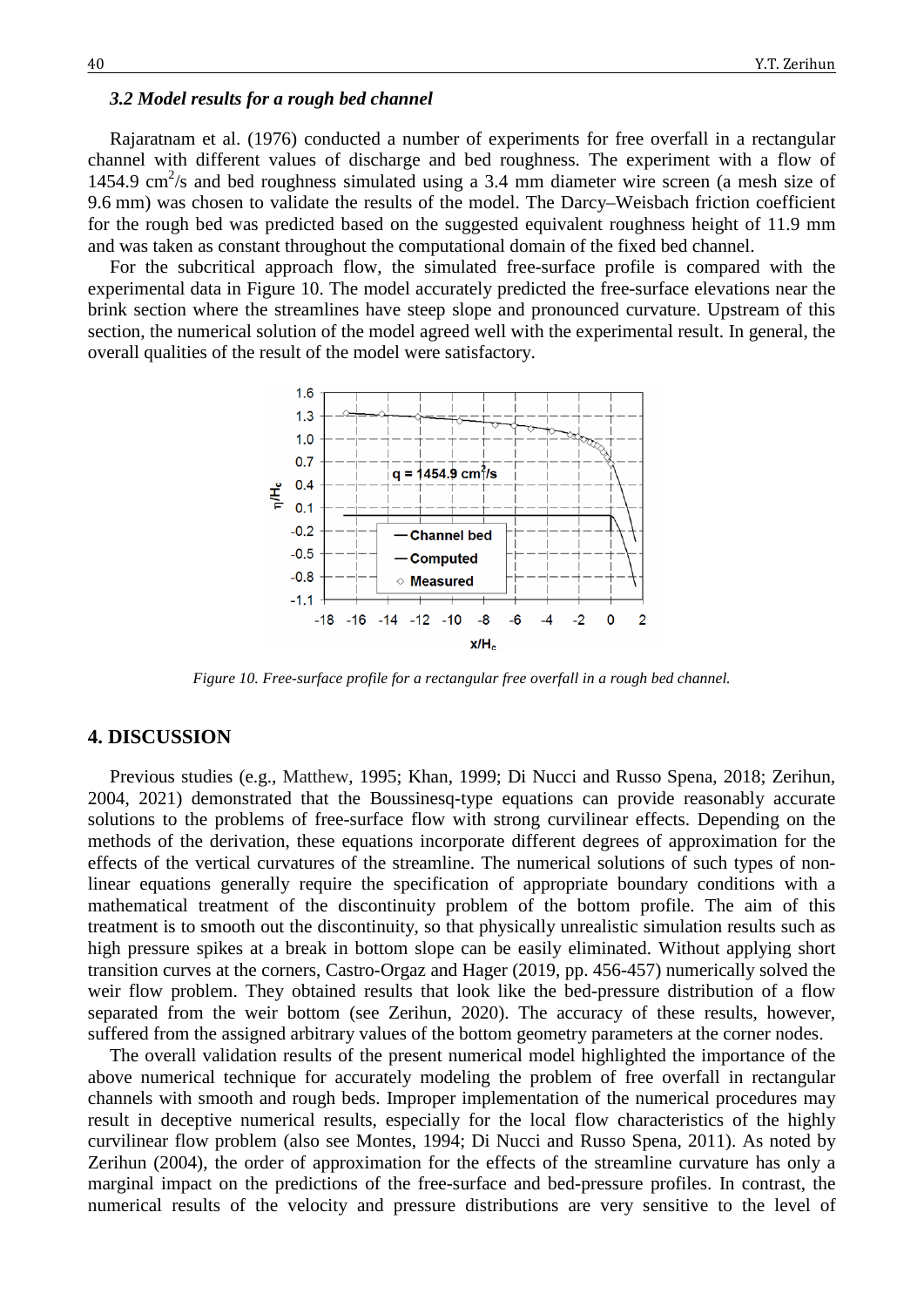### 3.2 Model results for a rough bed channel

Rajaratnam et al. (1976) conducted a number of experiments for free overfall in a rectangular channel with different values of discharge and bed roughness. The experiment with a flow of 1454.9 $cm^2$/s and bed roughness simulated using a 3.4 mm diameter wire screen (a mesh size of 9.6 mm) was chosen to validate the results of the model. The Darcy–Weisbach friction coefficient for the rough bed was predicted based on the suggested equivalent roughness height of 11.9 mm and was taken as constant throughout the computational domain of the fixed bed channel.

For the subcritical approach flow, the simulated free-surface profile is compared with the experimental data in Figure 10. The model accurately predicted the free-surface elevations near the brink section where the streamlines have steep slope and pronounced curvature. Upstream of this section, the numerical solution of the model agreed well with the experimental result. In general, the overall qualities of the result of the model were satisfactory.

*Figure 10. Free-surface profile for a rectangular free overfall in a rough bed channel.*

## 4. DISCUSSION

Previous studies (e.g., Matthew, 1995; Khan, 1999; Di Nucci and Russo Spena, 2018; Zerihun, 2004, 2021) demonstrated that the Boussinesq-type equations can provide reasonably accurate solutions to the problems of free-surface flow with strong curvilinear effects. Depending on the methods of the derivation, these equations incorporate different degrees of approximation for the effects of the vertical curvatures of the streamline. The numerical solutions of such types of non-linear equations generally require the specification of appropriate boundary conditions with a mathematical treatment of the discontinuity problem of the bottom profile. The aim of this treatment is to smooth out the discontinuity, so that physically unrealistic simulation results such as high pressure spikes at a break in bottom slope can be easily eliminated. Without applying short transition curves at the corners, Castro-Orgaz and Hager (2019, pp. 456-457) numerically solved the weir flow problem. They obtained results that look like the bed-pressure distribution of a flow separated from the weir bottom (see Zerihun, 2020). The accuracy of these results, however, suffered from the assigned arbitrary values of the bottom geometry parameters at the corner nodes.

The overall validation results of the present numerical model highlighted the importance of the above numerical technique for accurately modeling the problem of free overfall in rectangular channels with smooth and rough beds. Improper implementation of the numerical procedures may result in deceptive numerical results, especially for the local flow characteristics of the highly curvilinear flow problem (also see Montes, 1994; Di Nucci and Russo Spena, 2011). As noted by Zerihun (2004), the order of approximation for the effects of the streamline curvature has only a marginal impact on the predictions of the free-surface and bed-pressure profiles. In contrast, the numerical results of the velocity and pressure distributions are very sensitive to the level of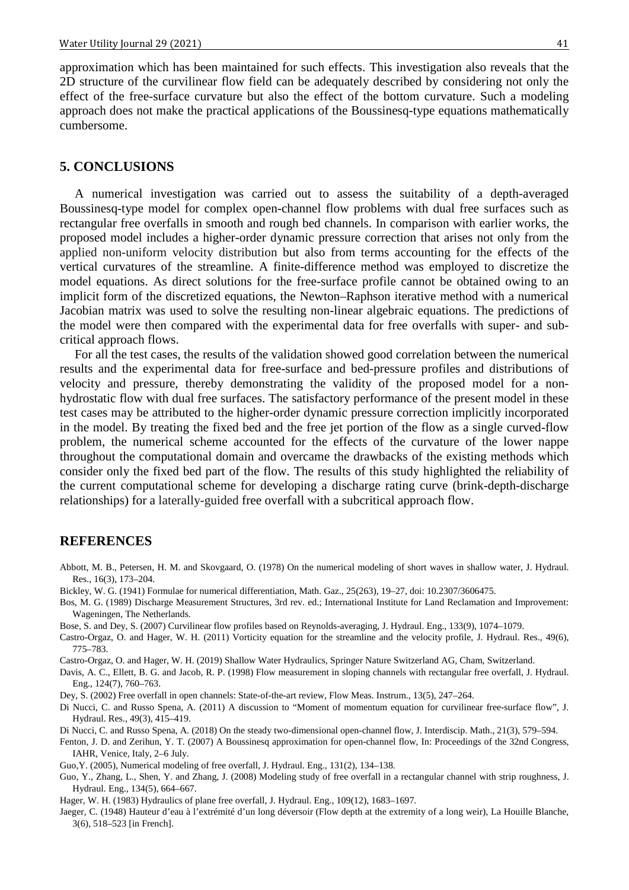approximation which has been maintained for such effects. This investigation also reveals that the 2D structure of the curvilinear flow field can be adequately described by considering not only the effect of the free-surface curvature but also the effect of the bottom curvature. Such a modeling approach does not make the practical applications of the Boussinesq-type equations mathematically cumbersome.

## 5. CONCLUSIONS

A numerical investigation was carried out to assess the suitability of a depth-averaged Boussinesq-type model for complex open-channel flow problems with dual free surfaces such as rectangular free overfalls in smooth and rough bed channels. In comparison with earlier works, the proposed model includes a higher-order dynamic pressure correction that arises not only from the applied non-uniform velocity distribution but also from terms accounting for the effects of the vertical curvatures of the streamline. A finite-difference method was employed to discretize the model equations. As direct solutions for the free-surface profile cannot be obtained owing to an implicit form of the discretized equations, the Newton–Raphson iterative method with a numerical Jacobian matrix was used to solve the resulting non-linear algebraic equations. The predictions of the model were then compared with the experimental data for free overfalls with super- and sub-critical approach flows.

For all the test cases, the results of the validation showed good correlation between the numerical results and the experimental data for free-surface and bed-pressure profiles and distributions of velocity and pressure, thereby demonstrating the validity of the proposed model for a non-hydrostatic flow with dual free surfaces. The satisfactory performance of the present model in these test cases may be attributed to the higher-order dynamic pressure correction implicitly incorporated in the model. By treating the fixed bed and the free jet portion of the flow as a single curved-flow problem, the numerical scheme accounted for the effects of the curvature of the lower nappe throughout the computational domain and overcame the drawbacks of the existing methods which consider only the fixed bed part of the flow. The results of this study highlighted the reliability of the current computational scheme for developing a discharge rating curve (brink-depth-discharge relationships) for a laterally-guided free overfall with a subcritical approach flow.

## REFERENCES

Abbott, M. B., Petersen, H. M. and Skovgaard, O. (1978) On the numerical modeling of short waves in shallow water, J. Hydraul. Res., 16(3), 173–204.

Bickley, W. G. (1941) Formulae for numerical differentiation, Math. Gaz., 25(263), 19–27, doi: 10.2307/3606475.

Bos, M. G. (1989) Discharge Measurement Structures, 3rd rev. ed.; International Institute for Land Reclamation and Improvement: Wageningen, The Netherlands.

Bose, S. and Dey, S. (2007) Curvilinear flow profiles based on Reynolds-averaging, J. Hydraul. Eng., 133(9), 1074–1079.

Castro-Orgaz, O. and Hager, W. H. (2011) Vorticity equation for the streamline and the velocity profile, J. Hydraul. Res., 49(6), 775–783.

Castro-Orgaz, O. and Hager, W. H. (2019) Shallow Water Hydraulics, Springer Nature Switzerland AG, Cham, Switzerland.

Davis, A. C., Ellett, B. G. and Jacob, R. P. (1998) Flow measurement in sloping channels with rectangular free overfall, J. Hydraul. Eng., 124(7), 760–763.

Dey, S. (2002) Free overfall in open channels: State-of-the-art review, Flow Meas. Instrum., 13(5), 247–264.

Di Nucci, C. and Russo Spena, A. (2011) A discussion to "Moment of momentum equation for curvilinear free-surface flow", J. Hydraul. Res., 49(3), 415–419.

Di Nucci, C. and Russo Spena, A. (2018) On the steady two-dimensional open-channel flow, J. Interdiscip. Math., 21(3), 579–594.

Fenton, J. D. and Zerihun, Y. T. (2007) A Boussinesq approximation for open-channel flow, In: Proceedings of the 32nd Congress, IAHR, Venice, Italy, 2–6 July.

Guo,Y. (2005), Numerical modeling of free overfall, J. Hydraul. Eng., 131(2), 134–138.

Guo, Y., Zhang, L., Shen, Y. and Zhang, J. (2008) Modeling study of free overfall in a rectangular channel with strip roughness, J. Hydraul. Eng., 134(5), 664–667.

Hager, W. H. (1983) Hydraulics of plane free overfall, J. Hydraul. Eng., 109(12), 1683–1697.

Jaeger, C. (1948) Hauteur d'eau à l'extrémité d'un long déversoir (Flow depth at the extremity of a long weir), La Houille Blanche, 3(6), 518–523 [in French].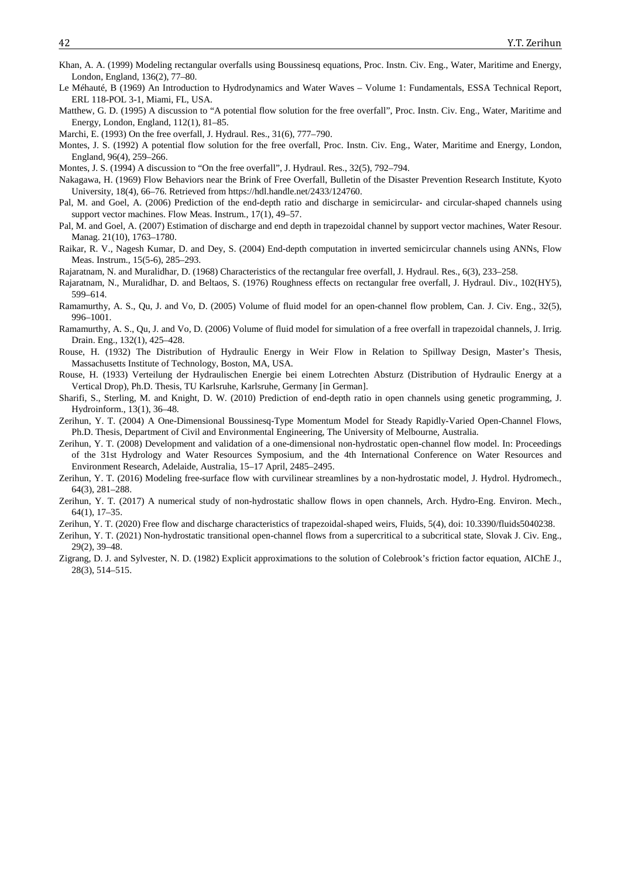Khan, A. A. (1999) Modeling rectangular overfalls using Boussinesq equations, Proc. Instn. Civ. Eng., Water, Maritime and Energy, London, England, 136(2), 77–80.

Le Méhauté, B (1969) An Introduction to Hydrodynamics and Water Waves – Volume 1: Fundamentals, ESSA Technical Report, ERL 118-POL 3-1, Miami, FL, USA.

Matthew, G. D. (1995) A discussion to "A potential flow solution for the free overfall", Proc. Instn. Civ. Eng., Water, Maritime and Energy, London, England, 112(1), 81–85.

Marchi, E. (1993) On the free overfall, J. Hydraul. Res., 31(6), 777–790.

Montes, J. S. (1992) A potential flow solution for the free overfall, Proc. Instn. Civ. Eng., Water, Maritime and Energy, London, England, 96(4), 259–266.

Montes, J. S. (1994) A discussion to "On the free overfall", J. Hydraul. Res., 32(5), 792–794.

Nakagawa, H. (1969) Flow Behaviors near the Brink of Free Overfall, Bulletin of the Disaster Prevention Research Institute, Kyoto University, 18(4), 66–76. Retrieved from https://hdl.handle.net/2433/124760.

Pal, M. and Goel, A. (2006) Prediction of the end-depth ratio and discharge in semicircular- and circular-shaped channels using support vector machines. Flow Meas. Instrum., 17(1), 49–57.

Pal, M. and Goel, A. (2007) Estimation of discharge and end depth in trapezoidal channel by support vector machines, Water Resour. Manag. 21(10), 1763–1780.

Raikar, R. V., Nagesh Kumar, D. and Dey, S. (2004) End-depth computation in inverted semicircular channels using ANNs, Flow Meas. Instrum., 15(5-6), 285–293.

Rajaratnam, N. and Muralidhar, D. (1968) Characteristics of the rectangular free overfall, J. Hydraul. Res., 6(3), 233–258.

Rajaratnam, N., Muralidhar, D. and Beltaos, S. (1976) Roughness effects on rectangular free overfall, J. Hydraul. Div., 102(HY5), 599–614.

Ramamurthy, A. S., Qu, J. and Vo, D. (2005) Volume of fluid model for an open-channel flow problem, Can. J. Civ. Eng., 32(5), 996–1001.

Ramamurthy, A. S., Qu, J. and Vo, D. (2006) Volume of fluid model for simulation of a free overfall in trapezoidal channels, J. Irrig. Drain. Eng., 132(1), 425–428.

Rouse, H. (1932) The Distribution of Hydraulic Energy in Weir Flow in Relation to Spillway Design, Master's Thesis, Massachusetts Institute of Technology, Boston, MA, USA.

Rouse, H. (1933) Verteilung der Hydraulischen Energie bei einem Lotrechten Absturz (Distribution of Hydraulic Energy at a Vertical Drop), Ph.D. Thesis, TU Karlsruhe, Karlsruhe, Germany [in German].

Sharifi, S., Sterling, M. and Knight, D. W. (2010) Prediction of end-depth ratio in open channels using genetic programming, J. Hydroinform., 13(1), 36–48.

Zerihun, Y. T. (2004) A One-Dimensional Boussinesq-Type Momentum Model for Steady Rapidly-Varied Open-Channel Flows, Ph.D. Thesis, Department of Civil and Environmental Engineering, The University of Melbourne, Australia.

Zerihun, Y. T. (2008) Development and validation of a one-dimensional non-hydrostatic open-channel flow model. In: Proceedings of the 31st Hydrology and Water Resources Symposium, and the 4th International Conference on Water Resources and Environment Research, Adelaide, Australia, 15–17 April, 2485–2495.

Zerihun, Y. T. (2016) Modeling free-surface flow with curvilinear streamlines by a non-hydrostatic model, J. Hydrol. Hydromech., 64(3), 281–288.

Zerihun, Y. T. (2017) A numerical study of non-hydrostatic shallow flows in open channels, Arch. Hydro-Eng. Environ. Mech., 64(1), 17–35.

Zerihun, Y. T. (2020) Free flow and discharge characteristics of trapezoidal-shaped weirs, Fluids, 5(4), doi: 10.3390/fluids5040238.

Zerihun, Y. T. (2021) Non-hydrostatic transitional open-channel flows from a supercritical to a subcritical state, Slovak J. Civ. Eng., 29(2), 39–48.

Zigrang, D. J. and Sylvester, N. D. (1982) Explicit approximations to the solution of Colebrook's friction factor equation, AIChE J., 28(3), 514–515.